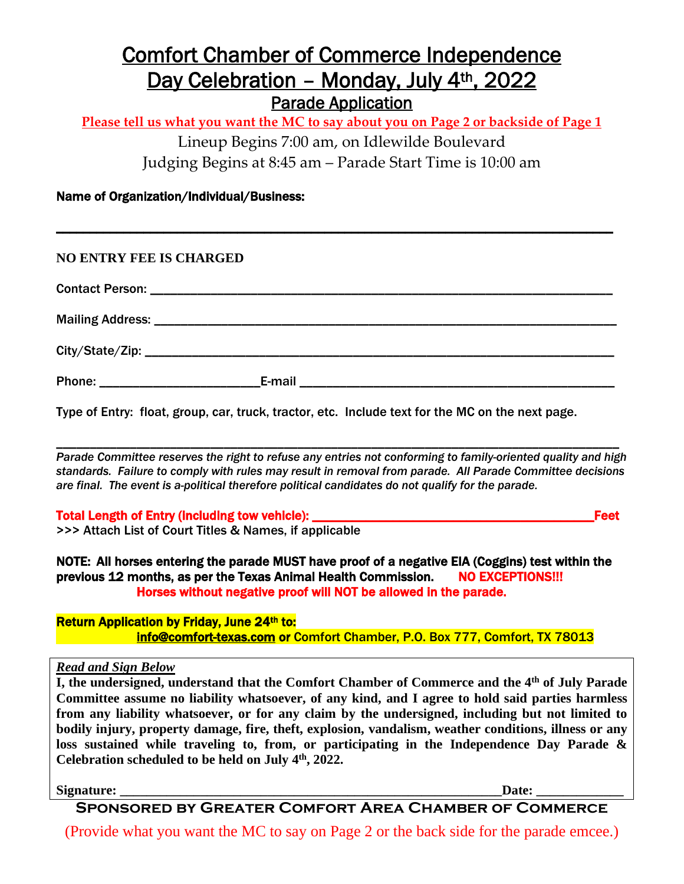# Comfort Chamber of Commerce Independence Day Celebration – Monday, July 4th, 2022

## Parade Application

**Please tell us what you want the MC to say about you on Page 2 or backside of Page 1**

Lineup Begins 7:00 am, on Idlewilde Boulevard

Judging Begins at 8:45 am – Parade Start Time is 10:00 am

**Name of Organization/Individual/Business:**

\_\_\_\_\_\_\_\_\_\_\_\_\_\_\_\_\_\_\_\_\_\_\_\_\_\_\_\_\_\_\_\_\_\_\_\_\_\_\_\_\_\_\_\_\_\_\_\_\_\_\_\_\_\_\_\_\_\_\_\_\_\_\_\_\_\_\_\_\_\_

**NO ENTRY FEE IS CHARGED**

Contact Person: \_\_\_\_\_\_\_\_\_\_\_\_\_\_\_\_\_\_\_\_\_\_\_\_\_\_\_\_\_\_\_\_\_\_\_\_\_\_\_\_\_\_\_\_\_\_\_\_\_\_\_\_\_\_\_\_

Mailing Address: \_\_\_\_\_\_\_\_\_\_\_\_\_\_\_\_\_\_\_\_\_\_\_\_\_\_\_\_\_\_\_\_\_\_\_\_\_\_\_\_\_\_\_\_\_\_\_\_\_\_\_\_\_\_\_\_

City/State/Zip: \_\_\_\_\_\_\_\_\_\_\_\_\_\_\_\_\_\_\_\_\_\_\_\_\_\_\_\_\_\_\_\_\_\_\_\_\_\_\_\_\_\_\_\_\_\_\_\_\_\_\_\_\_\_\_\_

Phone: \_\_\_\_\_\_\_\_\_\_\_\_\_\_\_\_\_\_\_\_\_\_\_\_ E-mail \_\_\_\_\_\_\_\_\_\_\_\_\_\_\_\_\_\_\_\_\_\_\_\_\_\_\_\_\_\_\_\_\_\_\_\_\_\_

Type of Entry: float, group, car, truck, tractor, etc. Include text for the MC on the next page.

\_\_\_\_\_\_\_\_\_\_\_\_\_\_\_\_\_\_\_\_\_\_\_\_\_\_\_\_\_\_\_\_\_\_\_\_\_\_\_\_\_\_\_\_\_\_\_\_\_\_\_\_\_\_\_\_\_\_\_\_\_\_\_\_\_\_\_\_\_\_

*Parade Committee reserves the right to refuse any entries not conforming to family-oriented quality and high standards. Failure to comply with rules may result in removal from parade. All Parade Committee decisions are final. The event is a-political therefore political candidates do not qualify for the parade.*

**Total Length of Entry (including tow vehicle): \_\_\_\_\_\_\_\_\_\_\_\_\_\_\_\_\_\_\_\_\_\_\_\_\_\_\_\_\_\_\_\_\_\_\_\_\_\_\_\_Feet**

>>> Attach List of Court Titles & Names, if applicable

**NOTE: All horses entering the parade MUST have proof of a negative EIA (Coggins) test within the previous 12 months, as per the Texas Animal Health Commission. NO EXCEPTIONS!!!**
**Horses without negative proof will NOT be allowed in the parade.**

**Return Application by Friday, June 24th to:**
**info@comfort-texas.com or** Comfort Chamber, P.O. Box 777, Comfort, TX 78013

*Read and Sign Below*

**I, the undersigned, understand that the Comfort Chamber of Commerce and the 4th of July Parade Committee assume no liability whatsoever, of any kind, and I agree to hold said parties harmless from any liability whatsoever, or for any claim by the undersigned, including but not limited to bodily injury, property damage, fire, theft, explosion, vandalism, weather conditions, illness or any loss sustained while traveling to, from, or participating in the Independence Day Parade & Celebration scheduled to be held on July 4th, 2022.**

**Signature: \_\_\_\_\_\_\_\_\_\_\_\_\_\_\_\_\_\_\_\_\_\_\_\_\_\_\_\_\_\_\_\_\_\_\_\_\_\_\_\_\_\_\_\_\_\_\_\_\_\_\_\_\_\_\_\_\_\_Date: \_\_\_\_\_\_\_\_\_\_\_\_\_**

**SPONSORED BY GREATER COMFORT AREA CHAMBER OF COMMERCE**

(Provide what you want the MC to say on Page 2 or the back side for the parade emcee.)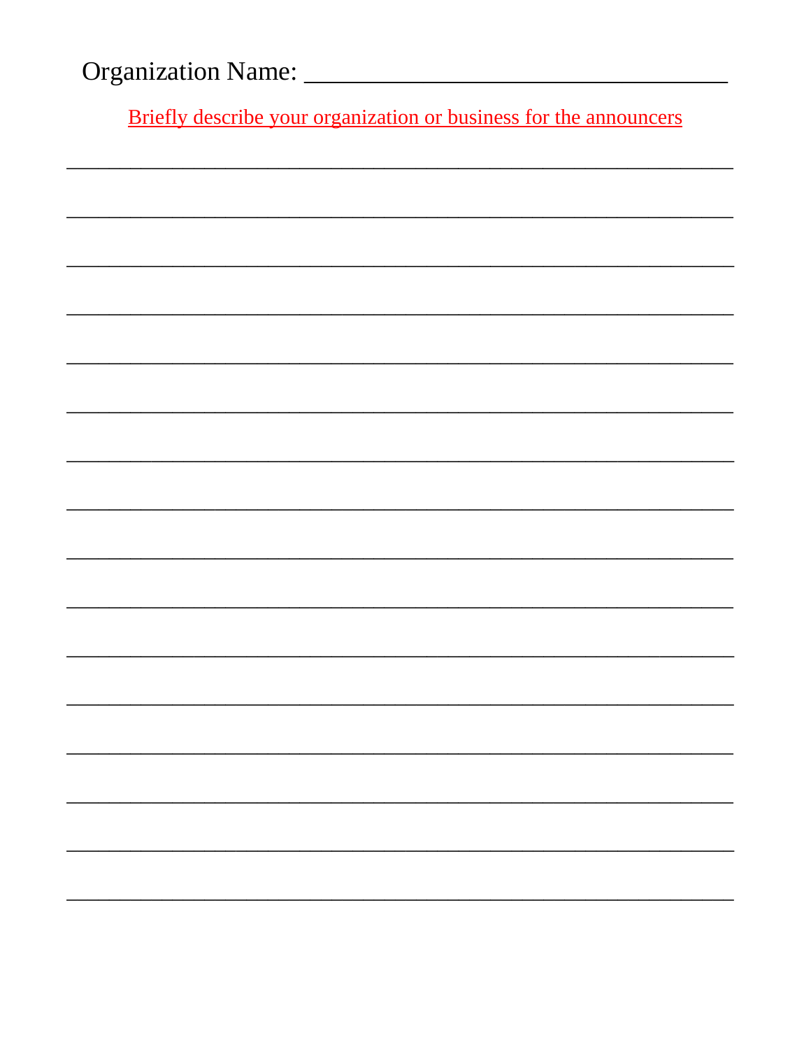Organization Name: ______________________________

Briefly describe your organization or business for the announcers

________________________________________________________________

________________________________________________________________

________________________________________________________________

________________________________________________________________

________________________________________________________________

________________________________________________________________

________________________________________________________________

________________________________________________________________

________________________________________________________________

________________________________________________________________

________________________________________________________________

________________________________________________________________

________________________________________________________________

________________________________________________________________

________________________________________________________________

________________________________________________________________